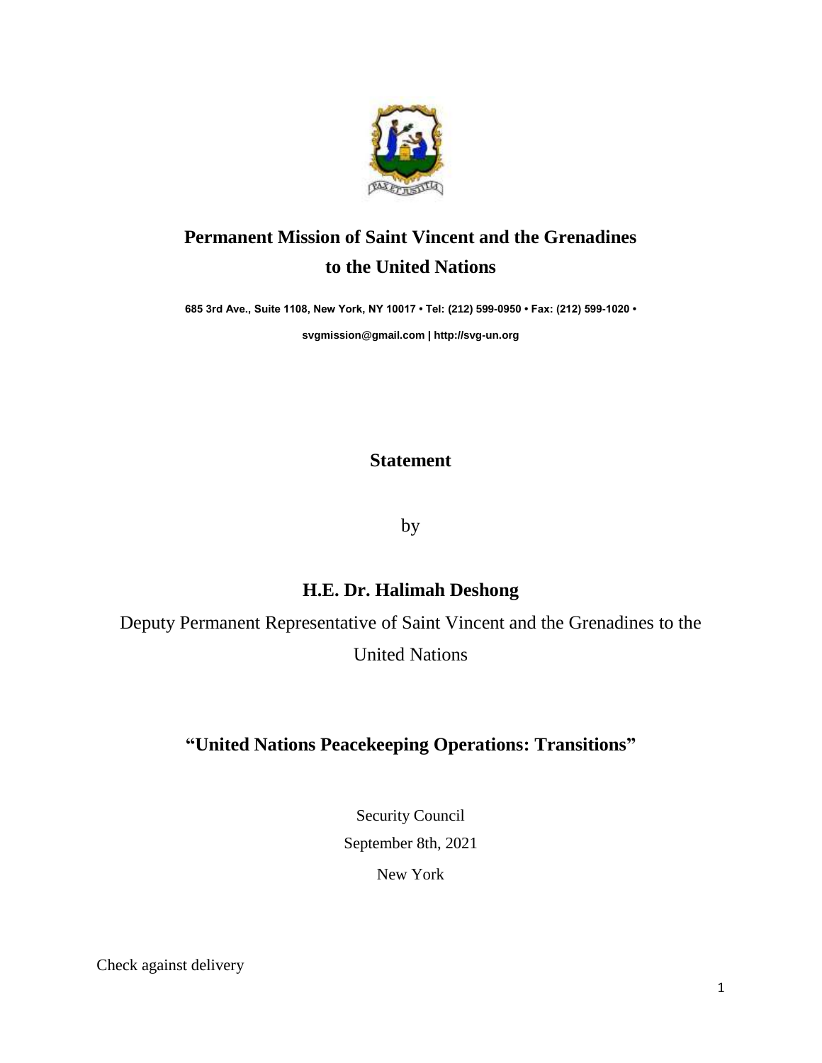# Permanent Mission of Saint Vincent and the Grenadines to the United Nations

**685 3rd Ave., Suite 1108, New York, NY 10017 • Tel: (212) 599-0950 • Fax: (212) 599-1020 •**

**svgmission@gmail.com | http://svg-un.org**

## Statement

by

## H.E. Dr. Halimah Deshong

Deputy Permanent Representative of Saint Vincent and the Grenadines to the United Nations

## "United Nations Peacekeeping Operations: Transitions"

Security Council

September 8th, 2021

New York

Check against delivery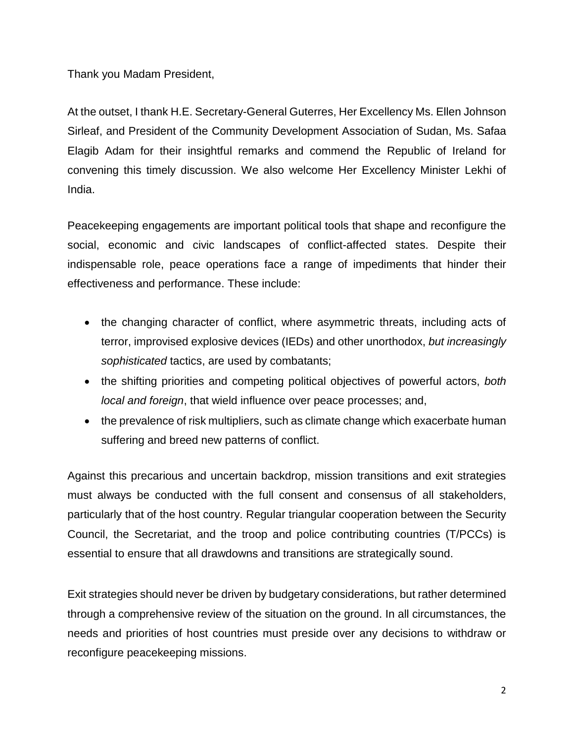Thank you Madam President,

At the outset, I thank H.E. Secretary-General Guterres, Her Excellency Ms. Ellen Johnson Sirleaf, and President of the Community Development Association of Sudan, Ms. Safaa Elagib Adam for their insightful remarks and commend the Republic of Ireland for convening this timely discussion. We also welcome Her Excellency Minister Lekhi of India.

Peacekeeping engagements are important political tools that shape and reconfigure the social, economic and civic landscapes of conflict-affected states. Despite their indispensable role, peace operations face a range of impediments that hinder their effectiveness and performance. These include:

- the changing character of conflict, where asymmetric threats, including acts of terror, improvised explosive devices (IEDs) and other unorthodox, *but increasingly sophisticated* tactics, are used by combatants;
- the shifting priorities and competing political objectives of powerful actors, *both local and foreign*, that wield influence over peace processes; and,
- the prevalence of risk multipliers, such as climate change which exacerbate human suffering and breed new patterns of conflict.

Against this precarious and uncertain backdrop, mission transitions and exit strategies must always be conducted with the full consent and consensus of all stakeholders, particularly that of the host country. Regular triangular cooperation between the Security Council, the Secretariat, and the troop and police contributing countries (T/PCCs) is essential to ensure that all drawdowns and transitions are strategically sound.

Exit strategies should never be driven by budgetary considerations, but rather determined through a comprehensive review of the situation on the ground. In all circumstances, the needs and priorities of host countries must preside over any decisions to withdraw or reconfigure peacekeeping missions.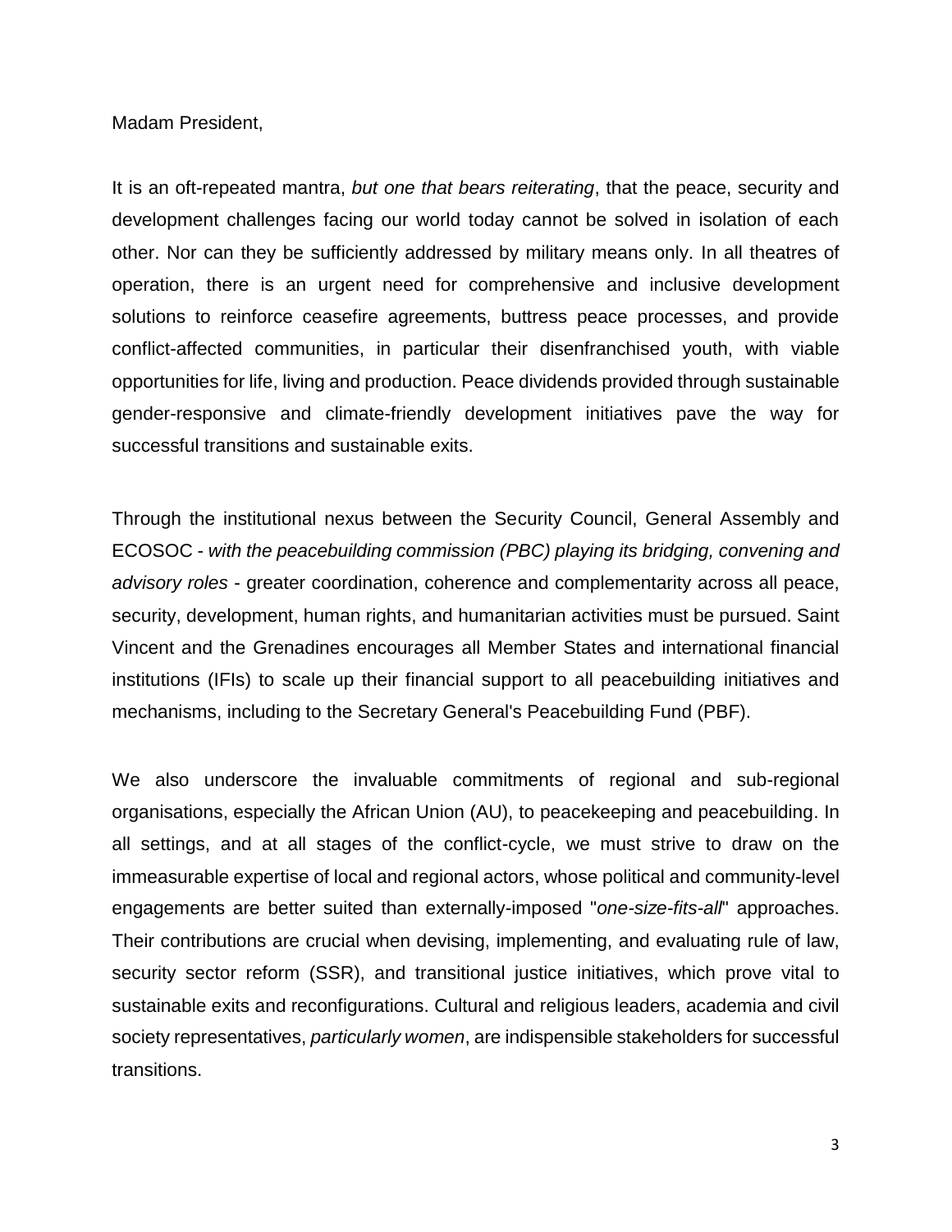Madam President,

It is an oft-repeated mantra, *but one that bears reiterating*, that the peace, security and development challenges facing our world today cannot be solved in isolation of each other. Nor can they be sufficiently addressed by military means only. In all theatres of operation, there is an urgent need for comprehensive and inclusive development solutions to reinforce ceasefire agreements, buttress peace processes, and provide conflict-affected communities, in particular their disenfranchised youth, with viable opportunities for life, living and production. Peace dividends provided through sustainable gender-responsive and climate-friendly development initiatives pave the way for successful transitions and sustainable exits.

Through the institutional nexus between the Security Council, General Assembly and ECOSOC - *with the peacebuilding commission (PBC) playing its bridging, convening and advisory roles* - greater coordination, coherence and complementarity across all peace, security, development, human rights, and humanitarian activities must be pursued. Saint Vincent and the Grenadines encourages all Member States and international financial institutions (IFIs) to scale up their financial support to all peacebuilding initiatives and mechanisms, including to the Secretary General's Peacebuilding Fund (PBF).

We also underscore the invaluable commitments of regional and sub-regional organisations, especially the African Union (AU), to peacekeeping and peacebuilding. In all settings, and at all stages of the conflict-cycle, we must strive to draw on the immeasurable expertise of local and regional actors, whose political and community-level engagements are better suited than externally-imposed "*one-size-fits-all*" approaches. Their contributions are crucial when devising, implementing, and evaluating rule of law, security sector reform (SSR), and transitional justice initiatives, which prove vital to sustainable exits and reconfigurations. Cultural and religious leaders, academia and civil society representatives, *particularly women*, are indispensable stakeholders for successful transitions.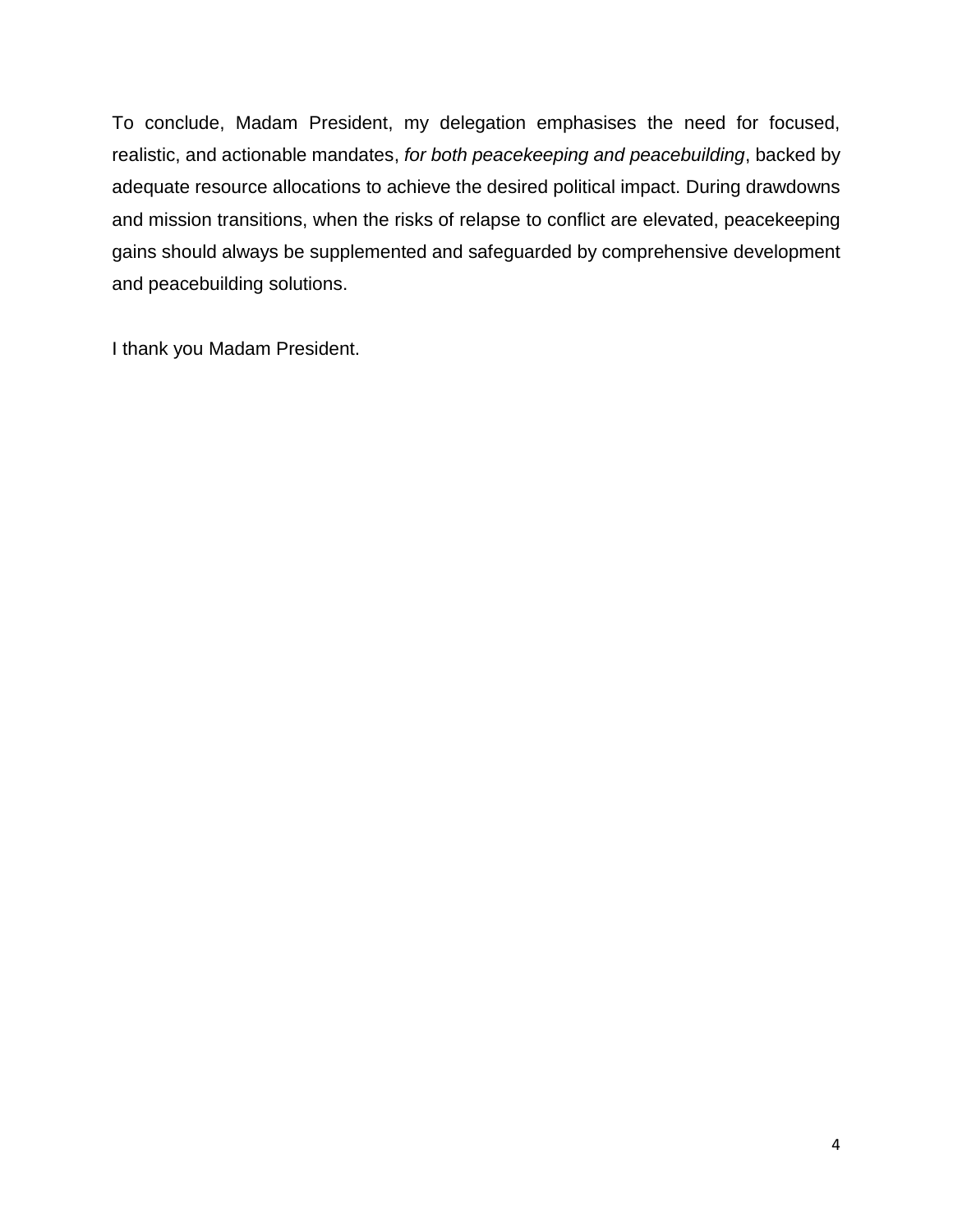To conclude, Madam President, my delegation emphasises the need for focused, realistic, and actionable mandates, *for both peacekeeping and peacebuilding*, backed by adequate resource allocations to achieve the desired political impact. During drawdowns and mission transitions, when the risks of relapse to conflict are elevated, peacekeeping gains should always be supplemented and safeguarded by comprehensive development and peacebuilding solutions.

I thank you Madam President.